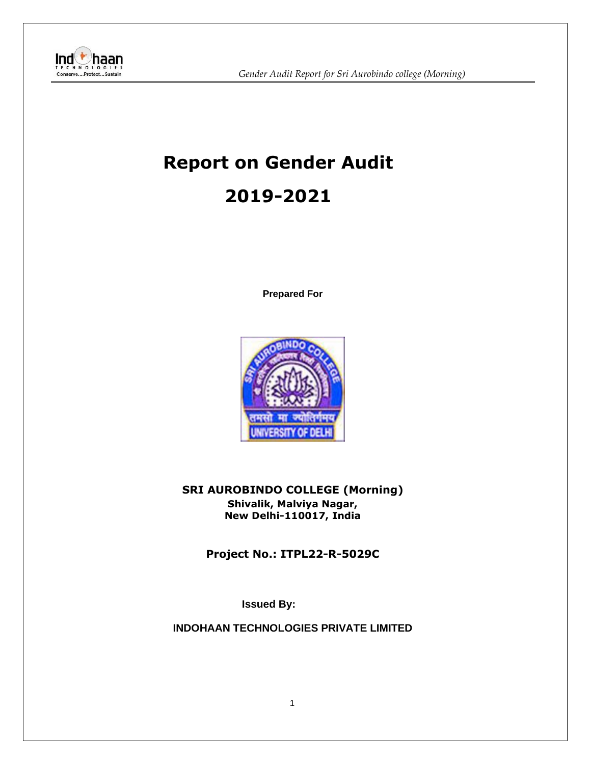# Report on Gender Audit

# 2019-2021

**Prepared For**

**SRI AUROBINDO COLLEGE (Morning)**
**Shivalik, Malviya Nagar,**
**New Delhi-110017, India**

**Project No.: ITPL22-R-5029C**

**Issued By:**

**INDOHAAN TECHNOLOGIES PRIVATE LIMITED**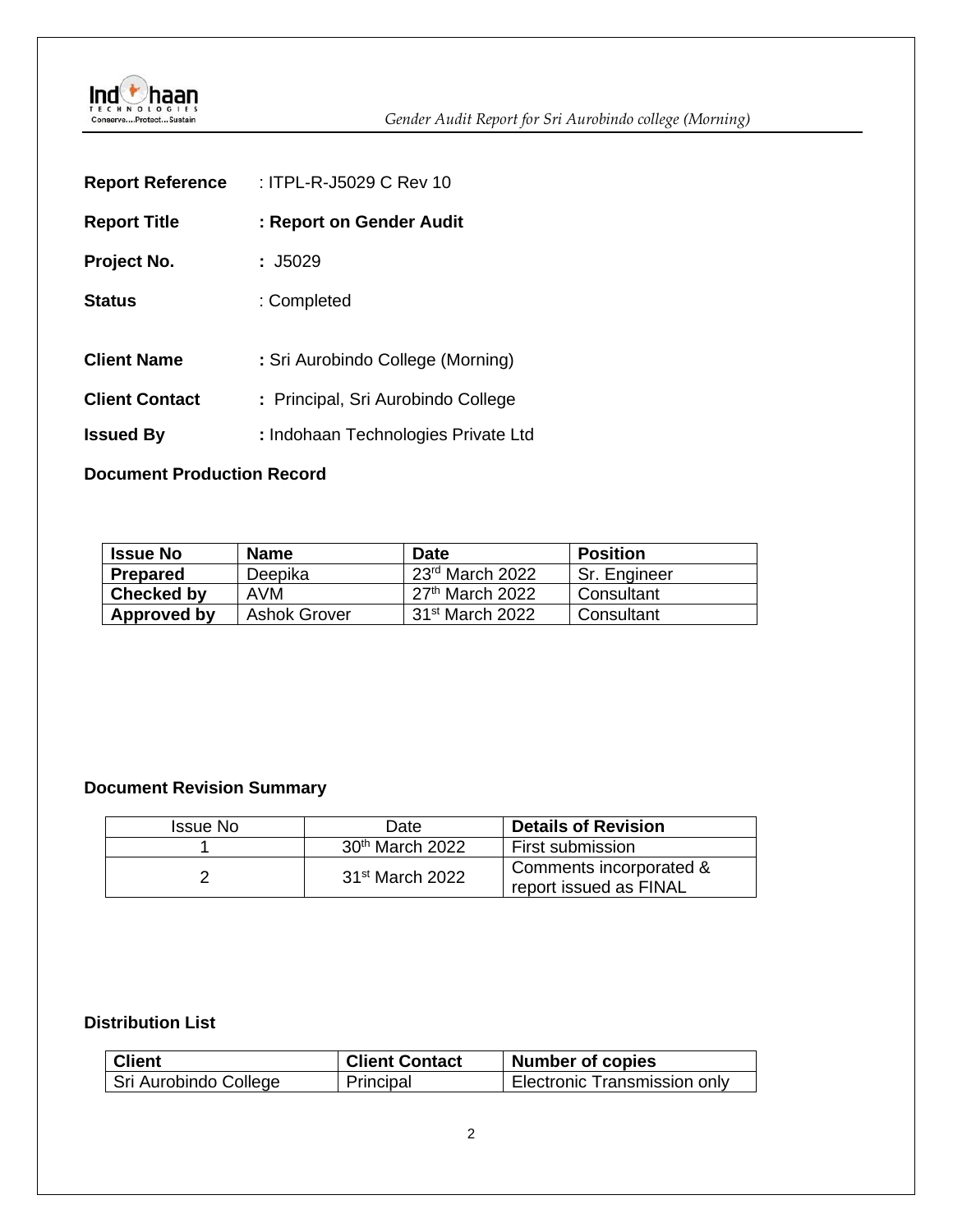**Report Reference** : ITPL-R-J5029 C Rev 10

**Report Title** : **Report on Gender Audit**

**Project No.** : J5029

**Status** : Completed

**Client Name** : Sri Aurobindo College (Morning)

**Client Contact** : Principal, Sri Aurobindo College

**Issued By** : Indohaan Technologies Private Ltd

**Document Production Record**

| Issue No | Name | Date | Position |
|---|---|---|---|
| **Prepared** | Deepika | 23rd March 2022 | Sr. Engineer |
| **Checked by** | AVM | 27th March 2022 | Consultant |
| **Approved by** | Ashok Grover | 31st March 2022 | Consultant |

**Document Revision Summary**

| Issue No | Date | Details of Revision |
|---|---|---|
| 1 | 30th March 2022 | First submission |
| 2 | 31st March 2022 | Comments incorporated & report issued as FINAL |

**Distribution List**

| Client | Client Contact | Number of copies |
|---|---|---|
| Sri Aurobindo College | Principal | Electronic Transmission only |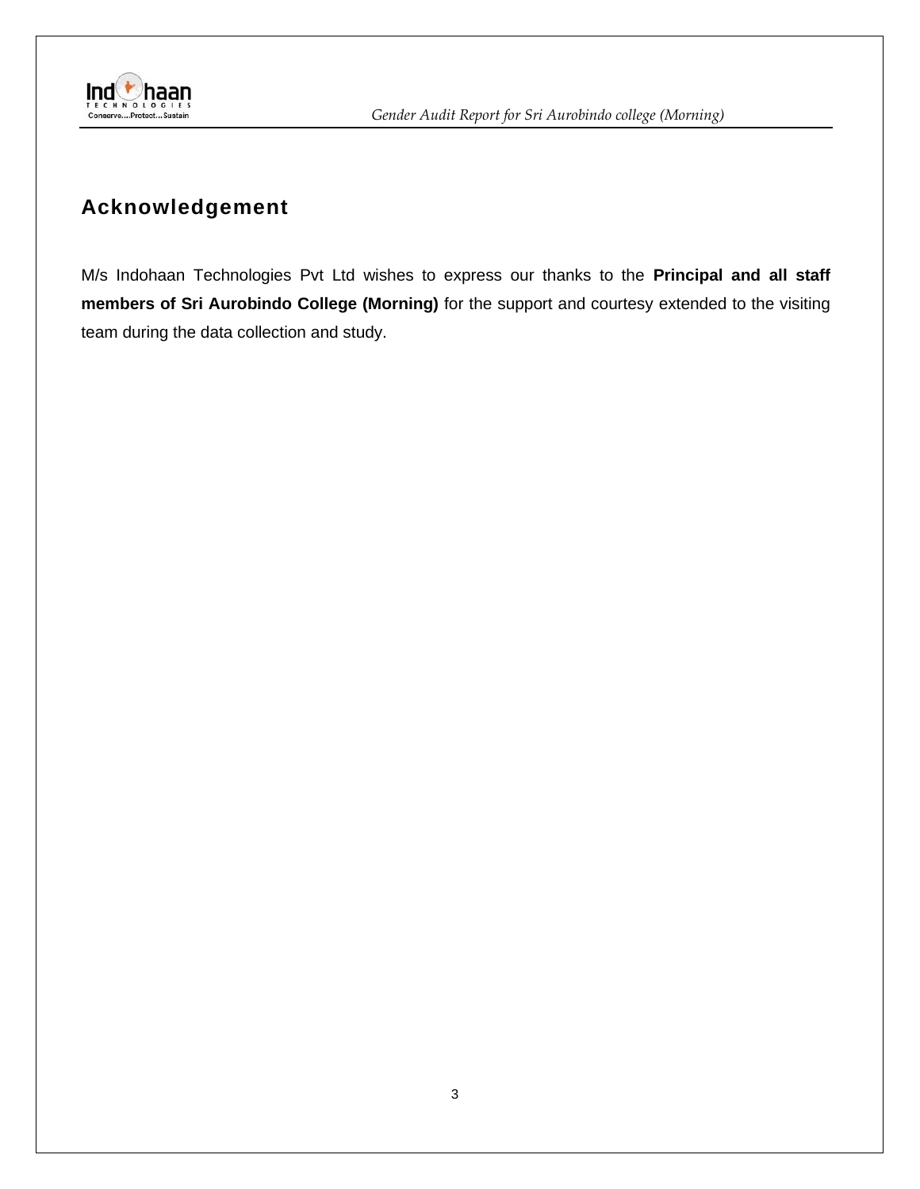## Acknowledgement

M/s Indohaan Technologies Pvt Ltd wishes to express our thanks to the **Principal and all staff members of Sri Aurobindo College (Morning)** for the support and courtesy extended to the visiting team during the data collection and study.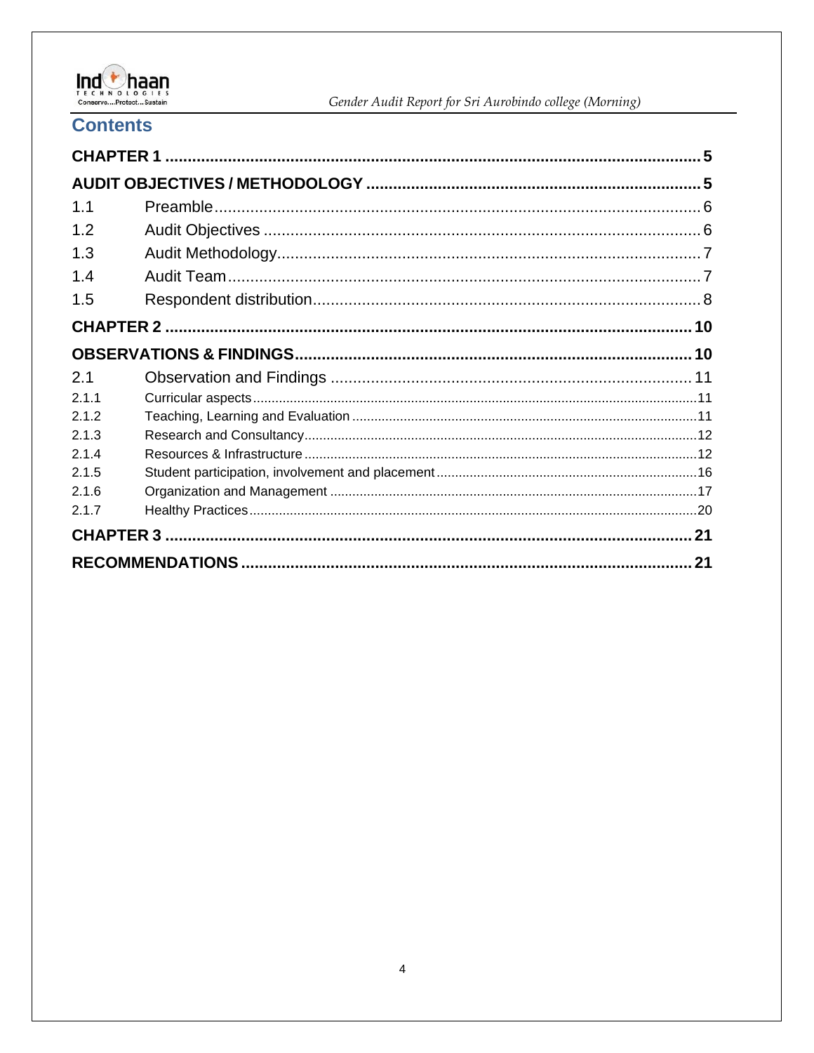# Contents

| | | |
|---|---|---|
| **CHAPTER 1** | | **5** |
| **AUDIT OBJECTIVES / METHODOLOGY** | | **5** |
| 1.1 | Preamble | 6 |
| 1.2 | Audit Objectives | 6 |
| 1.3 | Audit Methodology | 7 |
| 1.4 | Audit Team | 7 |
| 1.5 | Respondent distribution | 8 |
| **CHAPTER 2** | | **10** |
| **OBSERVATIONS & FINDINGS** | | **10** |
| 2.1 | Observation and Findings | 11 |
| 2.1.1 | Curricular aspects | 11 |
| 2.1.2 | Teaching, Learning and Evaluation | 11 |
| 2.1.3 | Research and Consultancy | 12 |
| 2.1.4 | Resources & Infrastructure | 12 |
| 2.1.5 | Student participation, involvement and placement | 16 |
| 2.1.6 | Organization and Management | 17 |
| 2.1.7 | Healthy Practices | 20 |
| **CHAPTER 3** | | **21** |
| **RECOMMENDATIONS** | | **21** |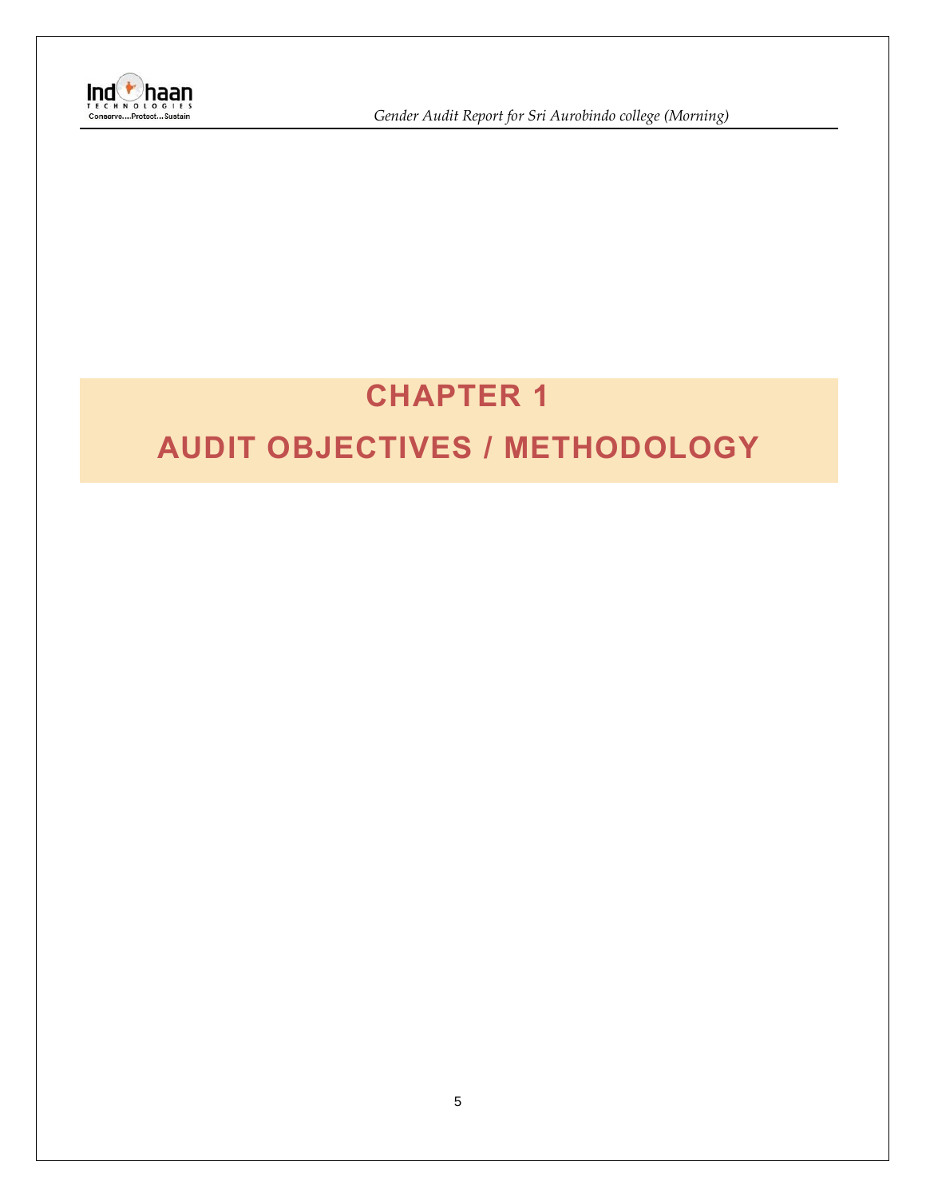# CHAPTER 1

# AUDIT OBJECTIVES / METHODOLOGY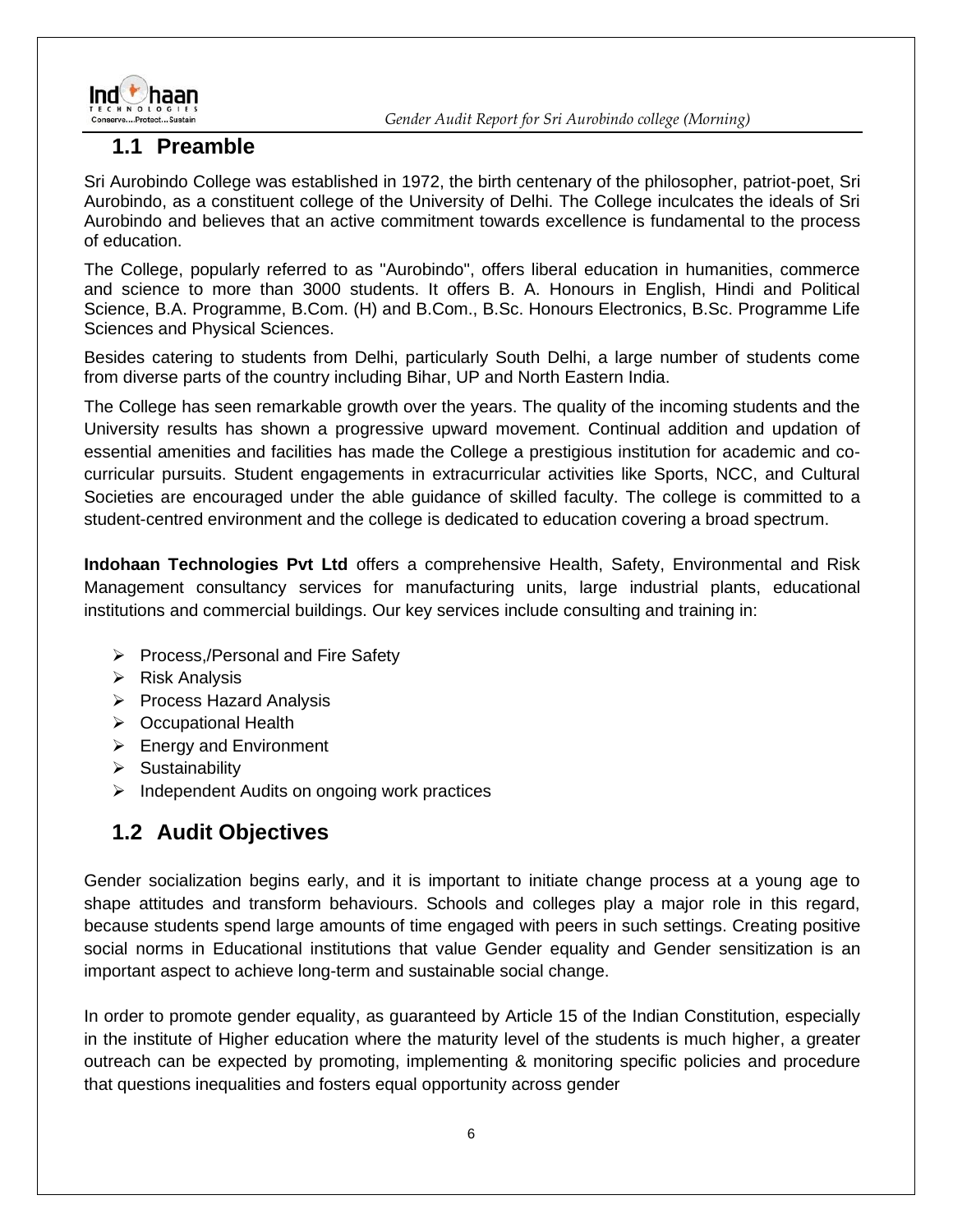## 1.1 Preamble

Sri Aurobindo College was established in 1972, the birth centenary of the philosopher, patriot-poet, Sri Aurobindo, as a constituent college of the University of Delhi. The College inculcates the ideals of Sri Aurobindo and believes that an active commitment towards excellence is fundamental to the process of education.

The College, popularly referred to as "Aurobindo", offers liberal education in humanities, commerce and science to more than 3000 students. It offers B. A. Honours in English, Hindi and Political Science, B.A. Programme, B.Com. (H) and B.Com., B.Sc. Honours Electronics, B.Sc. Programme Life Sciences and Physical Sciences.

Besides catering to students from Delhi, particularly South Delhi, a large number of students come from diverse parts of the country including Bihar, UP and North Eastern India.

The College has seen remarkable growth over the years. The quality of the incoming students and the University results has shown a progressive upward movement. Continual addition and updation of essential amenities and facilities has made the College a prestigious institution for academic and co-curricular pursuits. Student engagements in extracurricular activities like Sports, NCC, and Cultural Societies are encouraged under the able guidance of skilled faculty. The college is committed to a student-centred environment and the college is dedicated to education covering a broad spectrum.

**Indohaan Technologies Pvt Ltd** offers a comprehensive Health, Safety, Environmental and Risk Management consultancy services for manufacturing units, large industrial plants, educational institutions and commercial buildings. Our key services include consulting and training in:

- Process,/Personal and Fire Safety
- Risk Analysis
- Process Hazard Analysis
- Occupational Health
- Energy and Environment
- Sustainability
- Independent Audits on ongoing work practices

## 1.2 Audit Objectives

Gender socialization begins early, and it is important to initiate change process at a young age to shape attitudes and transform behaviours. Schools and colleges play a major role in this regard, because students spend large amounts of time engaged with peers in such settings. Creating positive social norms in Educational institutions that value Gender equality and Gender sensitization is an important aspect to achieve long-term and sustainable social change.

In order to promote gender equality, as guaranteed by Article 15 of the Indian Constitution, especially in the institute of Higher education where the maturity level of the students is much higher, a greater outreach can be expected by promoting, implementing & monitoring specific policies and procedure that questions inequalities and fosters equal opportunity across gender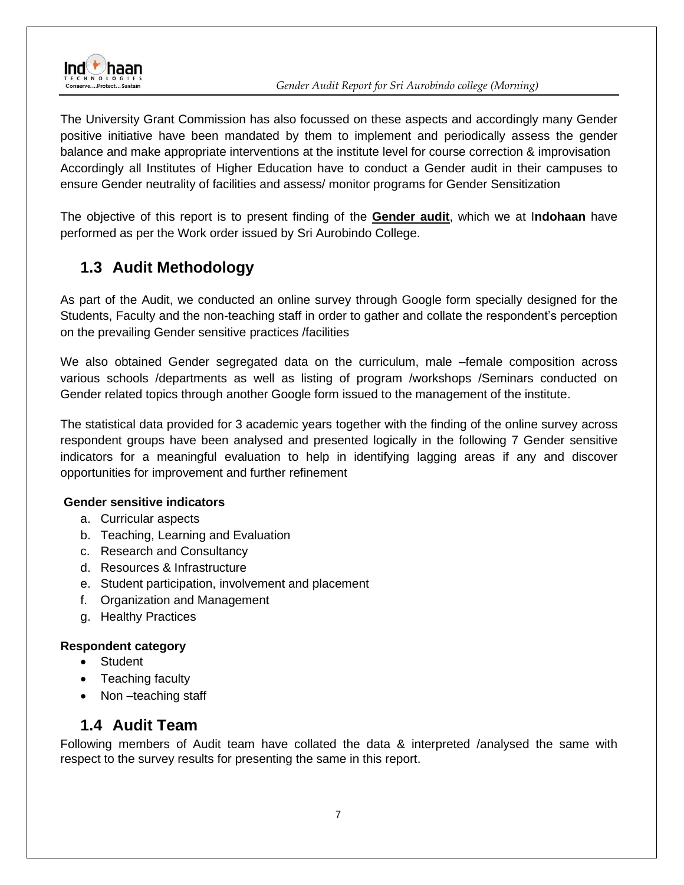The University Grant Commission has also focussed on these aspects and accordingly many Gender positive initiative have been mandated by them to implement and periodically assess the gender balance and make appropriate interventions at the institute level for course correction & improvisation Accordingly all Institutes of Higher Education have to conduct a Gender audit in their campuses to ensure Gender neutrality of facilities and assess/ monitor programs for Gender Sensitization

The objective of this report is to present finding of the **Gender audit**, which we at I**ndohaan** have performed as per the Work order issued by Sri Aurobindo College.

## 1.3 Audit Methodology

As part of the Audit, we conducted an online survey through Google form specially designed for the Students, Faculty and the non-teaching staff in order to gather and collate the respondent's perception on the prevailing Gender sensitive practices /facilities

We also obtained Gender segregated data on the curriculum, male –female composition across various schools /departments as well as listing of program /workshops /Seminars conducted on Gender related topics through another Google form issued to the management of the institute.

The statistical data provided for 3 academic years together with the finding of the online survey across respondent groups have been analysed and presented logically in the following 7 Gender sensitive indicators for a meaningful evaluation to help in identifying lagging areas if any and discover opportunities for improvement and further refinement

**Gender sensitive indicators**

a. Curricular aspects
b. Teaching, Learning and Evaluation
c. Research and Consultancy
d. Resources & Infrastructure
e. Student participation, involvement and placement
f. Organization and Management
g. Healthy Practices

**Respondent category**

- Student
- Teaching faculty
- Non –teaching staff

## 1.4 Audit Team

Following members of Audit team have collated the data & interpreted /analysed the same with respect to the survey results for presenting the same in this report.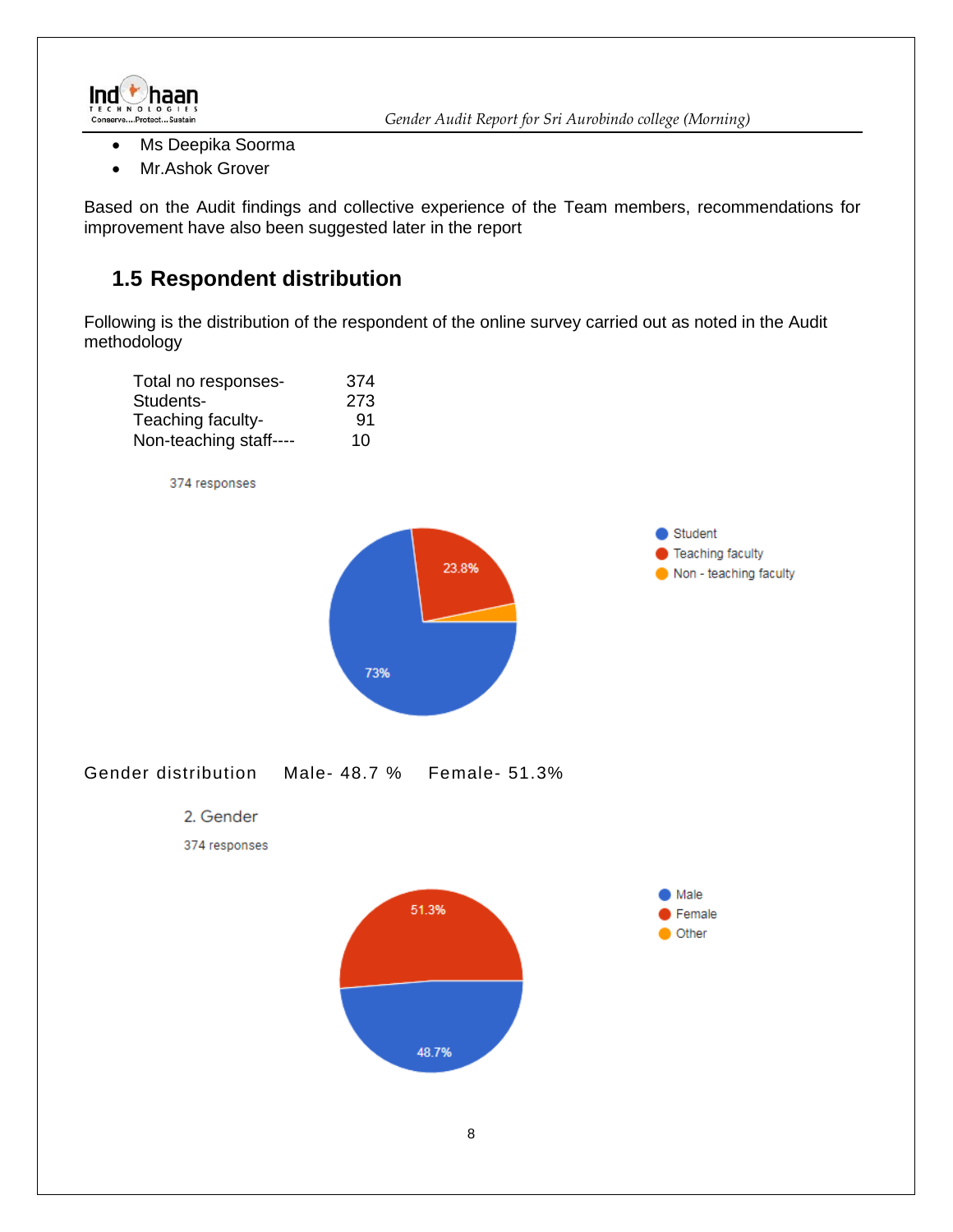- Ms Deepika Soorma
- Mr.Ashok Grover

Based on the Audit findings and collective experience of the Team members, recommendations for improvement have also been suggested later in the report

## 1.5 Respondent distribution

Following is the distribution of the respondent of the online survey carried out as noted in the Audit methodology

| | |
|---|---|
| Total no responses- | 374 |
| Students- | 273 |
| Teaching faculty- | 91 |
| Non-teaching staff---- | 10 |

374 responses

- Student: 73%
- Teaching faculty: 23.8%
- Non - teaching faculty

Gender distribution Male- 48.7 % Female- 51.3%

2. Gender

374 responses

- Male: 48.7%
- Female: 51.3%
- Other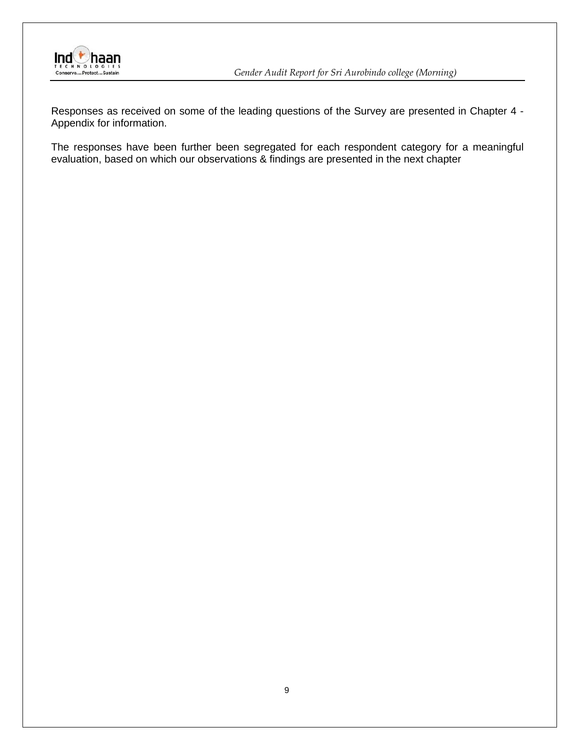Responses as received on some of the leading questions of the Survey are presented in Chapter 4 - Appendix for information.

The responses have been further been segregated for each respondent category for a meaningful evaluation, based on which our observations & findings are presented in the next chapter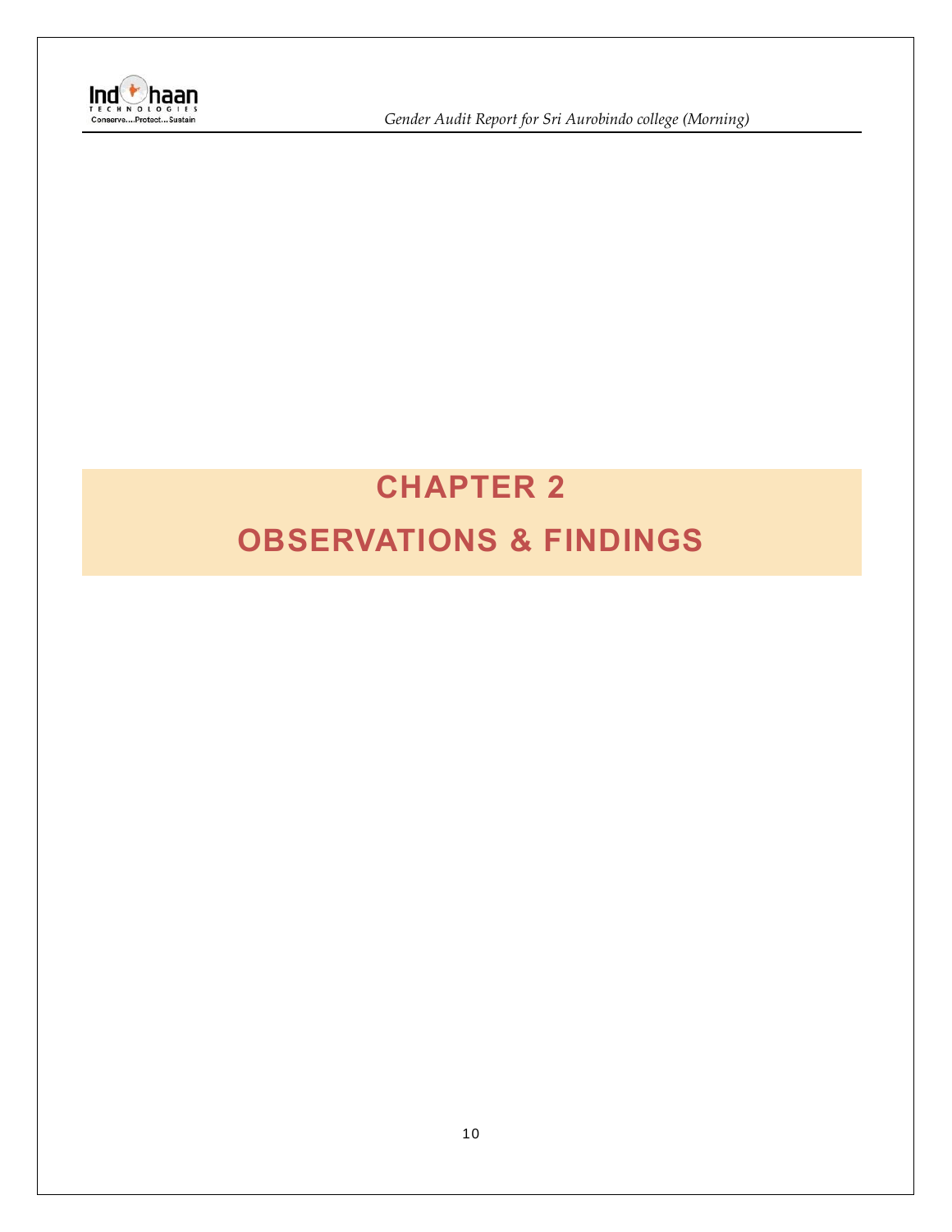# CHAPTER 2

# OBSERVATIONS & FINDINGS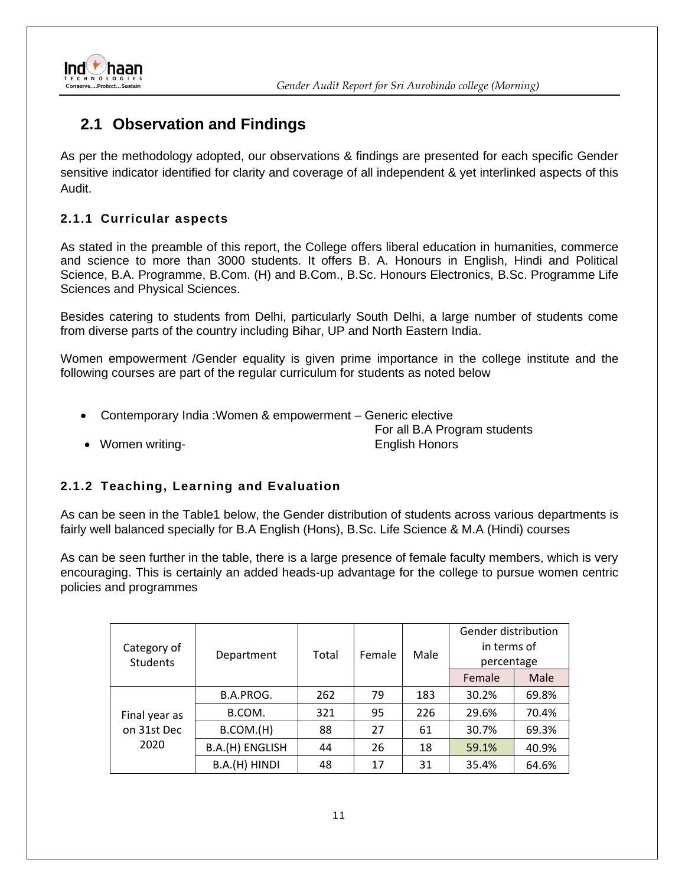## 2.1 Observation and Findings

As per the methodology adopted, our observations & findings are presented for each specific Gender sensitive indicator identified for clarity and coverage of all independent & yet interlinked aspects of this Audit.

### 2.1.1 Curricular aspects

As stated in the preamble of this report, the College offers liberal education in humanities, commerce and science to more than 3000 students. It offers B. A. Honours in English, Hindi and Political Science, B.A. Programme, B.Com. (H) and B.Com., B.Sc. Honours Electronics, B.Sc. Programme Life Sciences and Physical Sciences.

Besides catering to students from Delhi, particularly South Delhi, a large number of students come from diverse parts of the country including Bihar, UP and North Eastern India.

Women empowerment /Gender equality is given prime importance in the college institute and the following courses are part of the regular curriculum for students as noted below

- Contemporary India :Women & empowerment – Generic elective For all B.A Program students
- Women writing- English Honors

### 2.1.2 Teaching, Learning and Evaluation

As can be seen in the Table1 below, the Gender distribution of students across various departments is fairly well balanced specially for B.A English (Hons), B.Sc. Life Science & M.A (Hindi) courses

As can be seen further in the table, there is a large presence of female faculty members, which is very encouraging. This is certainly an added heads-up advantage for the college to pursue women centric policies and programmes

| Category of Students | Department | Total | Female | Male | Gender distribution in terms of percentage | |
|---|---|---|---|---|---|---|
| | | | | | Female | Male |
| Final year as on 31st Dec 2020 | B.A.PROG. | 262 | 79 | 183 | 30.2% | 69.8% |
| | B.COM. | 321 | 95 | 226 | 29.6% | 70.4% |
| | B.COM.(H) | 88 | 27 | 61 | 30.7% | 69.3% |
| | B.A.(H) ENGLISH | 44 | 26 | 18 | 59.1% | 40.9% |
| | B.A.(H) HINDI | 48 | 17 | 31 | 35.4% | 64.6% |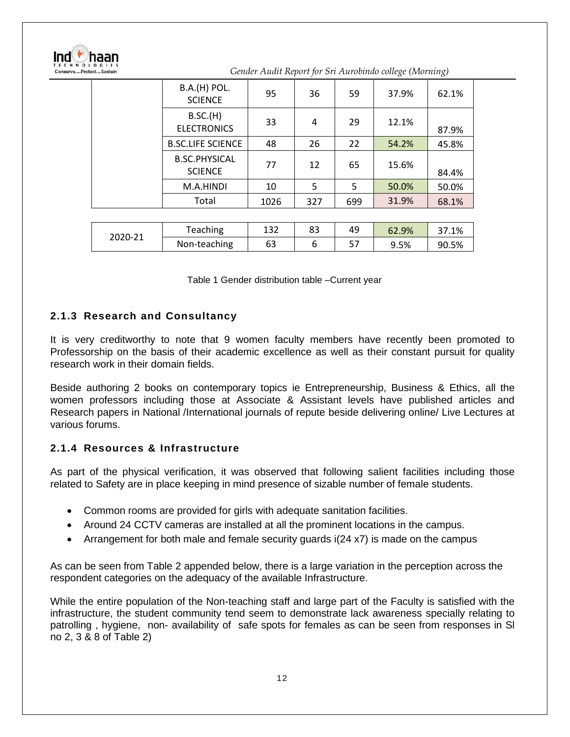| | B.A.(H) POL. SCIENCE | 95 | 36 | 59 | 37.9% | 62.1% |
|---|---|---|---|---|---|---|
| | B.SC.(H) ELECTRONICS | 33 | 4 | 29 | 12.1% | 87.9% |
| | B.SC.LIFE SCIENCE | 48 | 26 | 22 | 54.2% | 45.8% |
| | B.SC.PHYSICAL SCIENCE | 77 | 12 | 65 | 15.6% | 84.4% |
| | M.A.HINDI | 10 | 5 | 5 | 50.0% | 50.0% |
| | Total | 1026 | 327 | 699 | 31.9% | 68.1% |

| 2020-21 | Teaching | 132 | 83 | 49 | 62.9% | 37.1% |
|---|---|---|---|---|---|---|
| | Non-teaching | 63 | 6 | 57 | 9.5% | 90.5% |

Table 1 Gender distribution table –Current year

### 2.1.3 Research and Consultancy

It is very creditworthy to note that 9 women faculty members have recently been promoted to Professorship on the basis of their academic excellence as well as their constant pursuit for quality research work in their domain fields.

Beside authoring 2 books on contemporary topics ie Entrepreneurship, Business & Ethics, all the women professors including those at Associate & Assistant levels have published articles and Research papers in National /International journals of repute beside delivering online/ Live Lectures at various forums.

### 2.1.4 Resources & Infrastructure

As part of the physical verification, it was observed that following salient facilities including those related to Safety are in place keeping in mind presence of sizable number of female students.

- Common rooms are provided for girls with adequate sanitation facilities.
- Around 24 CCTV cameras are installed at all the prominent locations in the campus.
- Arrangement for both male and female security guards i(24 x7) is made on the campus

As can be seen from Table 2 appended below, there is a large variation in the perception across the respondent categories on the adequacy of the available Infrastructure.

While the entire population of the Non-teaching staff and large part of the Faculty is satisfied with the infrastructure, the student community tend seem to demonstrate lack awareness specially relating to patrolling , hygiene, non- availability of safe spots for females as can be seen from responses in Sl no 2, 3 & 8 of Table 2)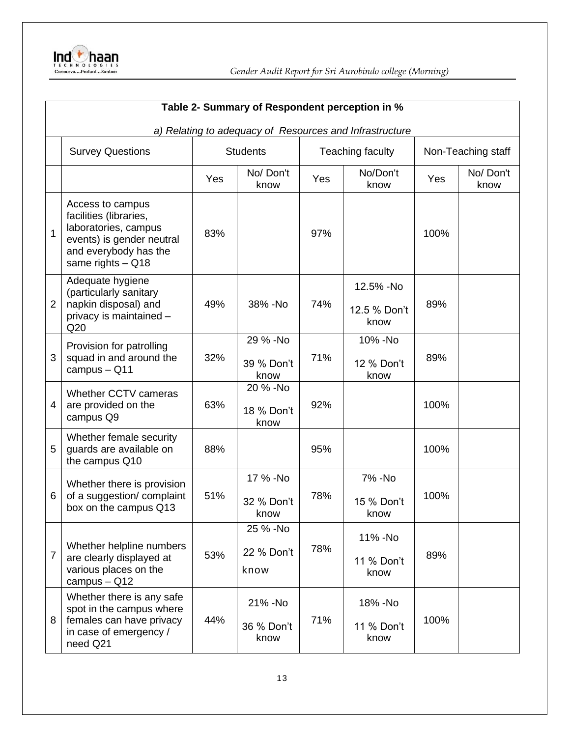| Table 2- Summary of Respondent perception in % | | | | | | | |
|---|---|---|---|---|---|---|---|
| *a) Relating to adequacy of Resources and Infrastructure* | | | | | | | |
| | Survey Questions | Students | | Teaching faculty | | Non-Teaching staff | |
| | | Yes | No/ Don't know | Yes | No/Don't know | Yes | No/ Don't know |
| 1 | Access to campus facilities (libraries, laboratories, campus events) is gender neutral and everybody has the same rights – Q18 | 83% | | 97% | | 100% | |
| 2 | Adequate hygiene (particularly sanitary napkin disposal) and privacy is maintained – Q20 | 49% | 38% -No | 74% | 12.5% -No<br>12.5 % Don't know | 89% | |
| 3 | Provision for patrolling squad in and around the campus – Q11 | 32% | 29 % -No<br>39 % Don't know | 71% | 10% -No<br>12 % Don't know | 89% | |
| 4 | Whether CCTV cameras are provided on the campus Q9 | 63% | 20 % -No<br>18 % Don't know | 92% | | 100% | |
| 5 | Whether female security guards are available on the campus Q10 | 88% | | 95% | | 100% | |
| 6 | Whether there is provision of a suggestion/ complaint box on the campus Q13 | 51% | 17 % -No<br>32 % Don't know | 78% | 7% -No<br>15 % Don't know | 100% | |
| 7 | Whether helpline numbers are clearly displayed at various places on the campus – Q12 | 53% | 25 % -No<br>22 % Don't know | 78% | 11% -No<br>11 % Don't know | 89% | |
| 8 | Whether there is any safe spot in the campus where females can have privacy in case of emergency / need Q21 | 44% | 21% -No<br>36 % Don't know | 71% | 18% -No<br>11 % Don't know | 100% | |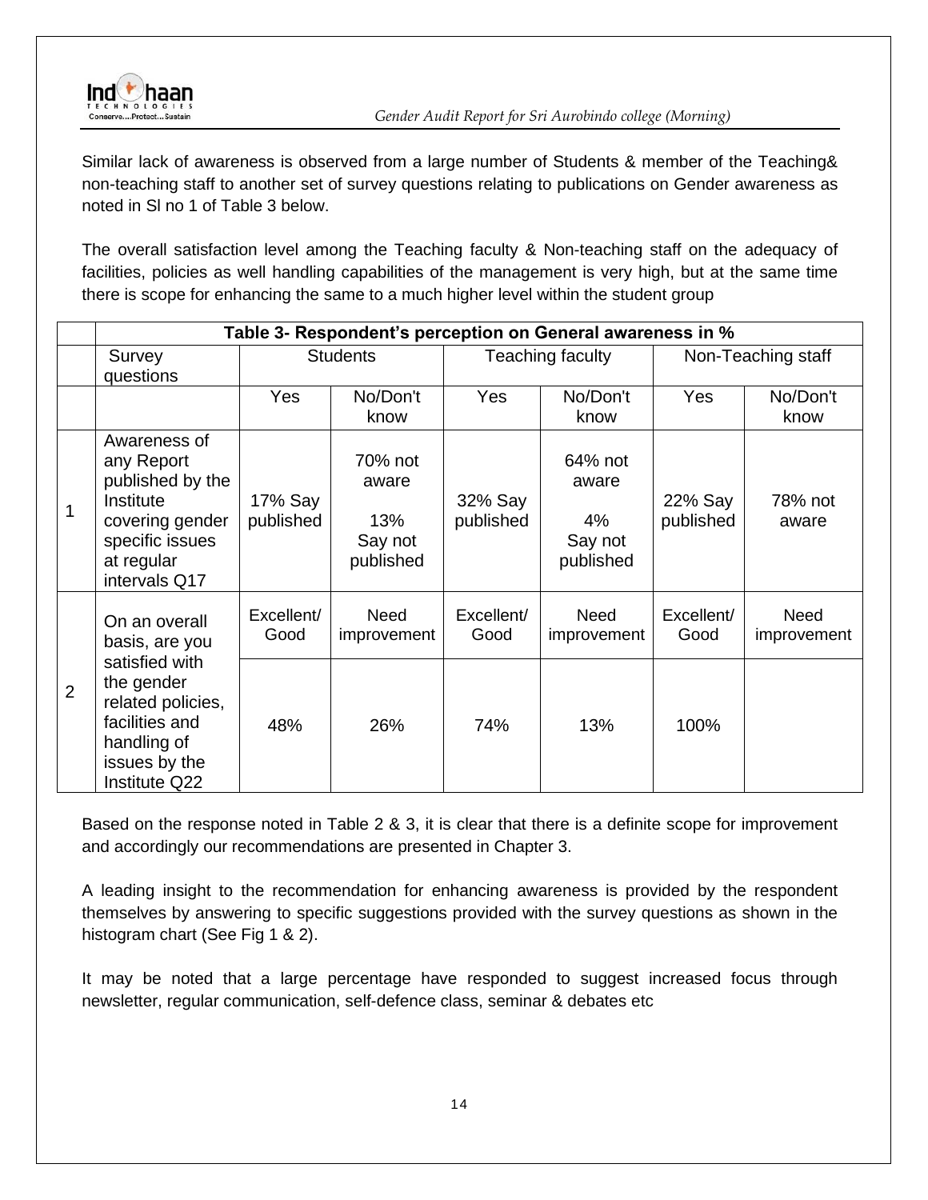Similar lack of awareness is observed from a large number of Students & member of the Teaching& non-teaching staff to another set of survey questions relating to publications on Gender awareness as noted in Sl no 1 of Table 3 below.

The overall satisfaction level among the Teaching faculty & Non-teaching staff on the adequacy of facilities, policies as well handling capabilities of the management is very high, but at the same time there is scope for enhancing the same to a much higher level within the student group

| | **Table 3- Respondent's perception on General awareness in %** | | | | | | |
|---|---|---|---|---|---|---|---|
| | Survey questions | Students | | Teaching faculty | | Non-Teaching staff | |
| | | Yes | No/Don't know | Yes | No/Don't know | Yes | No/Don't know |
| 1 | Awareness of any Report published by the Institute covering gender specific issues at regular intervals Q17 | 17% Say published | 70% not aware 13% Say not published | 32% Say published | 64% not aware 4% Say not published | 22% Say published | 78% not aware |
| 2 | On an overall basis, are you satisfied with the gender related policies, facilities and handling of issues by the Institute Q22 | Excellent/ Good | Need improvement | Excellent/ Good | Need improvement | Excellent/ Good | Need improvement |
| | | 48% | 26% | 74% | 13% | 100% | |

Based on the response noted in Table 2 & 3, it is clear that there is a definite scope for improvement and accordingly our recommendations are presented in Chapter 3.

A leading insight to the recommendation for enhancing awareness is provided by the respondent themselves by answering to specific suggestions provided with the survey questions as shown in the histogram chart (See Fig 1 & 2).

It may be noted that a large percentage have responded to suggest increased focus through newsletter, regular communication, self-defence class, seminar & debates etc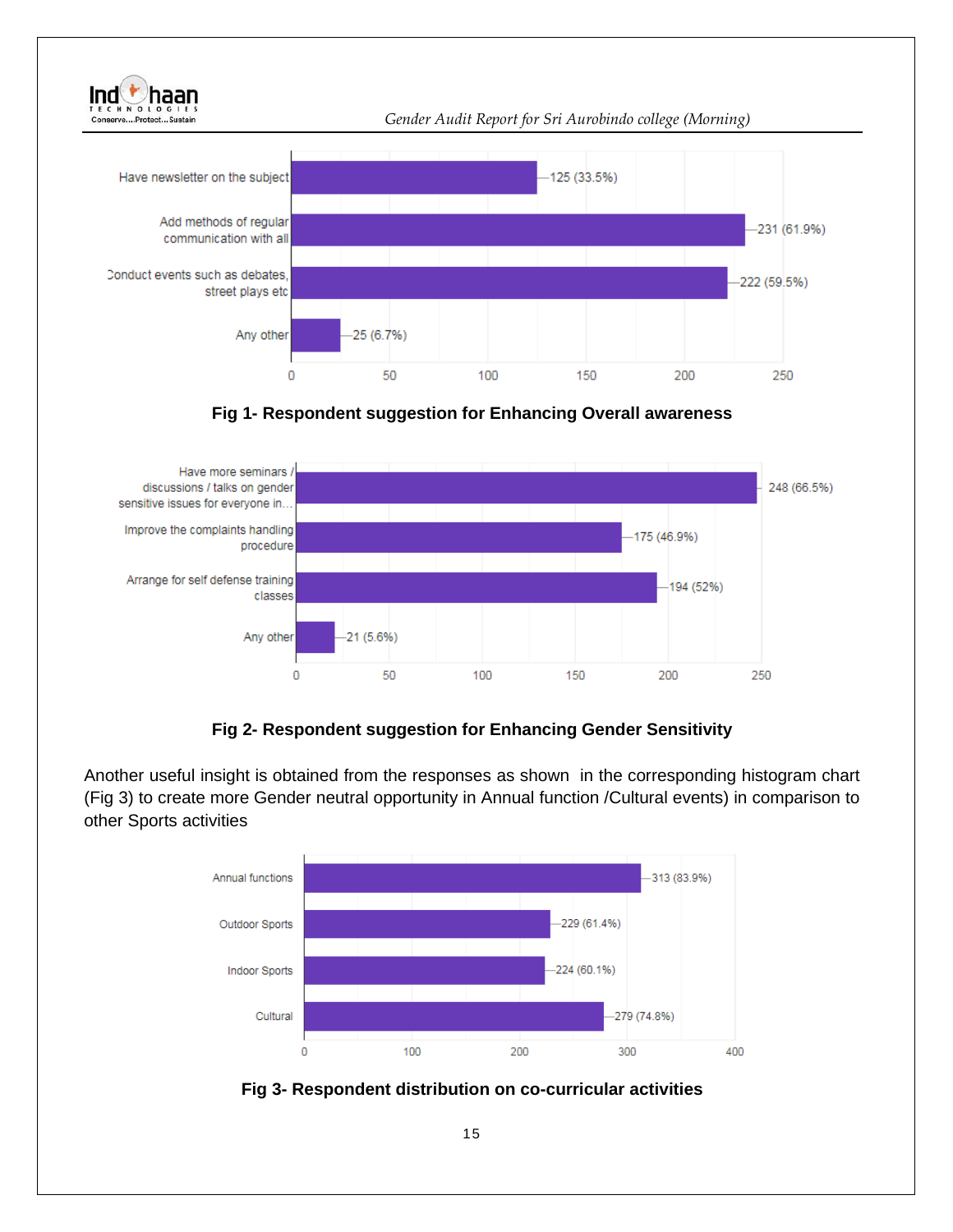| Suggestion | Responses |
|---|---|
| Have newsletter on the subject | 125 (33.5%) |
| Add methods of regular communication with all | 231 (61.9%) |
| Conduct events such as debates, street plays etc | 222 (59.5%) |
| Any other | 25 (6.7%) |

**Fig 1- Respondent suggestion for Enhancing Overall awareness**

| Suggestion | Responses |
|---|---|
| Have more seminars / discussions / talks on gender sensitive issues for everyone in… | 248 (66.5%) |
| Improve the complaints handling procedure | 175 (46.9%) |
| Arrange for self defense training classes | 194 (52%) |
| Any other | 21 (5.6%) |

**Fig 2- Respondent suggestion for Enhancing Gender Sensitivity**

Another useful insight is obtained from the responses as shown in the corresponding histogram chart (Fig 3) to create more Gender neutral opportunity in Annual function /Cultural events) in comparison to other Sports activities

| Activity | Responses |
|---|---|
| Annual functions | 313 (83.9%) |
| Outdoor Sports | 229 (61.4%) |
| Indoor Sports | 224 (60.1%) |
| Cultural | 279 (74.8%) |

**Fig 3- Respondent distribution on co-curricular activities**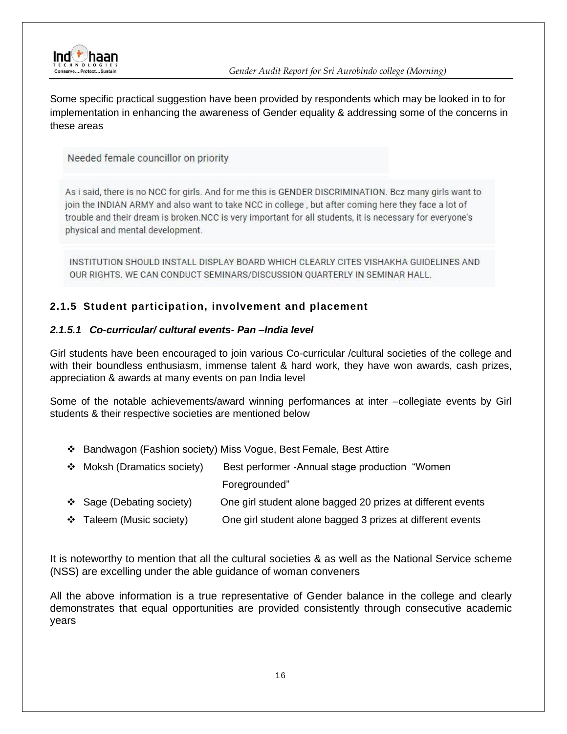Some specific practical suggestion have been provided by respondents which may be looked in to for implementation in enhancing the awareness of Gender equality & addressing some of the concerns in these areas

> Needed female councillor on priority

> As i said, there is no NCC for girls. And for me this is GENDER DISCRIMINATION. Bcz many girls want to join the INDIAN ARMY and also want to take NCC in college , but after coming here they face a lot of trouble and their dream is broken.NCC is very important for all students, it is necessary for everyone's physical and mental development.

> INSTITUTION SHOULD INSTALL DISPLAY BOARD WHICH CLEARLY CITES VISHAKHA GUIDELINES AND OUR RIGHTS. WE CAN CONDUCT SEMINARS/DISCUSSION QUARTERLY IN SEMINAR HALL.

### 2.1.5 Student participation, involvement and placement

#### *2.1.5.1 Co-curricular/ cultural events- Pan –India level*

Girl students have been encouraged to join various Co-curricular /cultural societies of the college and with their boundless enthusiasm, immense talent & hard work, they have won awards, cash prizes, appreciation & awards at many events on pan India level

Some of the notable achievements/award winning performances at inter –collegiate events by Girl students & their respective societies are mentioned below

- Bandwagon (Fashion society) Miss Vogue, Best Female, Best Attire
- Moksh (Dramatics society) Best performer -Annual stage production "Women Foregrounded"
- Sage (Debating society) One girl student alone bagged 20 prizes at different events
- Taleem (Music society) One girl student alone bagged 3 prizes at different events

It is noteworthy to mention that all the cultural societies & as well as the National Service scheme (NSS) are excelling under the able guidance of woman conveners

All the above information is a true representative of Gender balance in the college and clearly demonstrates that equal opportunities are provided consistently through consecutive academic years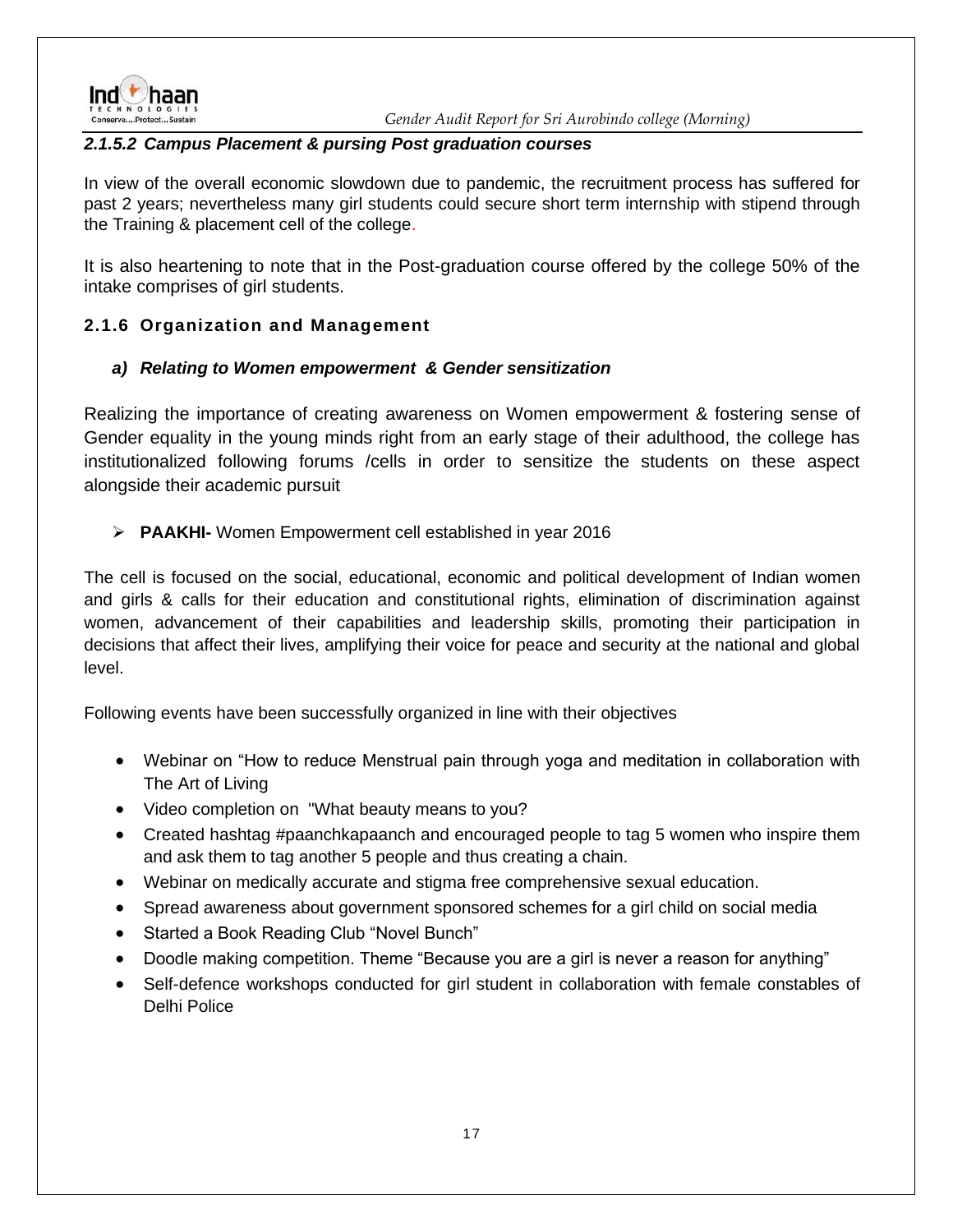#### *2.1.5.2 Campus Placement & pursing Post graduation courses*

In view of the overall economic slowdown due to pandemic, the recruitment process has suffered for past 2 years; nevertheless many girl students could secure short term internship with stipend through the Training & placement cell of the college.

It is also heartening to note that in the Post-graduation course offered by the college 50% of the intake comprises of girl students.

### 2.1.6 Organization and Management

#### *a) Relating to Women empowerment & Gender sensitization*

Realizing the importance of creating awareness on Women empowerment & fostering sense of Gender equality in the young minds right from an early stage of their adulthood, the college has institutionalized following forums /cells in order to sensitize the students on these aspect alongside their academic pursuit

- **PAAKHI-** Women Empowerment cell established in year 2016

The cell is focused on the social, educational, economic and political development of Indian women and girls & calls for their education and constitutional rights, elimination of discrimination against women, advancement of their capabilities and leadership skills, promoting their participation in decisions that affect their lives, amplifying their voice for peace and security at the national and global level.

Following events have been successfully organized in line with their objectives

- Webinar on "How to reduce Menstrual pain through yoga and meditation in collaboration with The Art of Living
- Video completion on "What beauty means to you?
- Created hashtag #paanchkapaanch and encouraged people to tag 5 women who inspire them and ask them to tag another 5 people and thus creating a chain.
- Webinar on medically accurate and stigma free comprehensive sexual education.
- Spread awareness about government sponsored schemes for a girl child on social media
- Started a Book Reading Club "Novel Bunch"
- Doodle making competition. Theme "Because you are a girl is never a reason for anything"
- Self-defence workshops conducted for girl student in collaboration with female constables of Delhi Police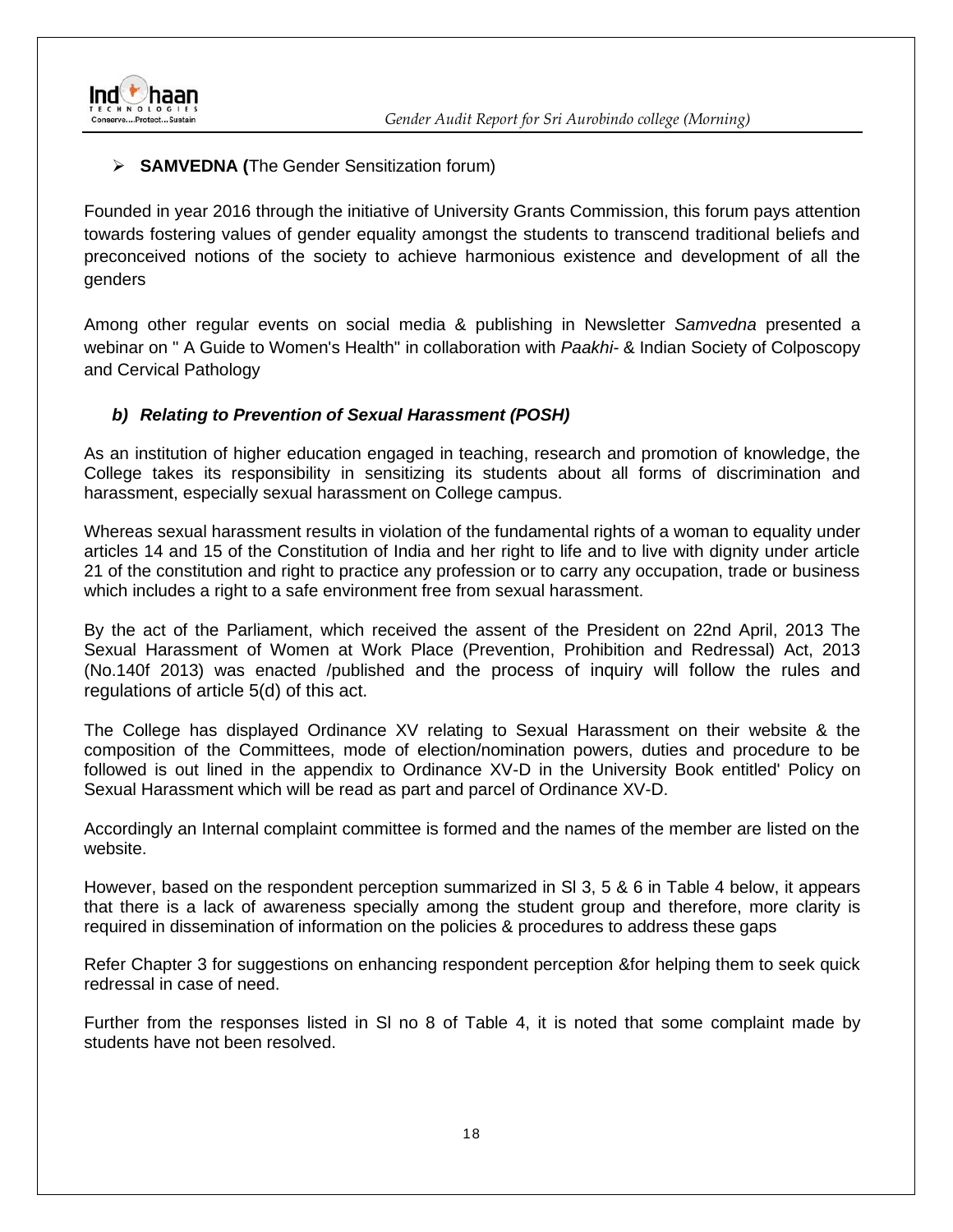- **SAMVEDNA (**The Gender Sensitization forum)

Founded in year 2016 through the initiative of University Grants Commission, this forum pays attention towards fostering values of gender equality amongst the students to transcend traditional beliefs and preconceived notions of the society to achieve harmonious existence and development of all the genders

Among other regular events on social media & publishing in Newsletter *Samvedna* presented a webinar on " A Guide to Women's Health" in collaboration with *Paakhi*- & Indian Society of Colposcopy and Cervical Pathology

### *b) Relating to Prevention of Sexual Harassment (POSH)*

As an institution of higher education engaged in teaching, research and promotion of knowledge, the College takes its responsibility in sensitizing its students about all forms of discrimination and harassment, especially sexual harassment on College campus.

Whereas sexual harassment results in violation of the fundamental rights of a woman to equality under articles 14 and 15 of the Constitution of India and her right to life and to live with dignity under article 21 of the constitution and right to practice any profession or to carry any occupation, trade or business which includes a right to a safe environment free from sexual harassment.

By the act of the Parliament, which received the assent of the President on 22nd April, 2013 The Sexual Harassment of Women at Work Place (Prevention, Prohibition and Redressal) Act, 2013 (No.140f 2013) was enacted /published and the process of inquiry will follow the rules and regulations of article 5(d) of this act.

The College has displayed Ordinance XV relating to Sexual Harassment on their website & the composition of the Committees, mode of election/nomination powers, duties and procedure to be followed is out lined in the appendix to Ordinance XV-D in the University Book entitled' Policy on Sexual Harassment which will be read as part and parcel of Ordinance XV-D.

Accordingly an Internal complaint committee is formed and the names of the member are listed on the website.

However, based on the respondent perception summarized in Sl 3, 5 & 6 in Table 4 below, it appears that there is a lack of awareness specially among the student group and therefore, more clarity is required in dissemination of information on the policies & procedures to address these gaps

Refer Chapter 3 for suggestions on enhancing respondent perception &for helping them to seek quick redressal in case of need.

Further from the responses listed in Sl no 8 of Table 4, it is noted that some complaint made by students have not been resolved.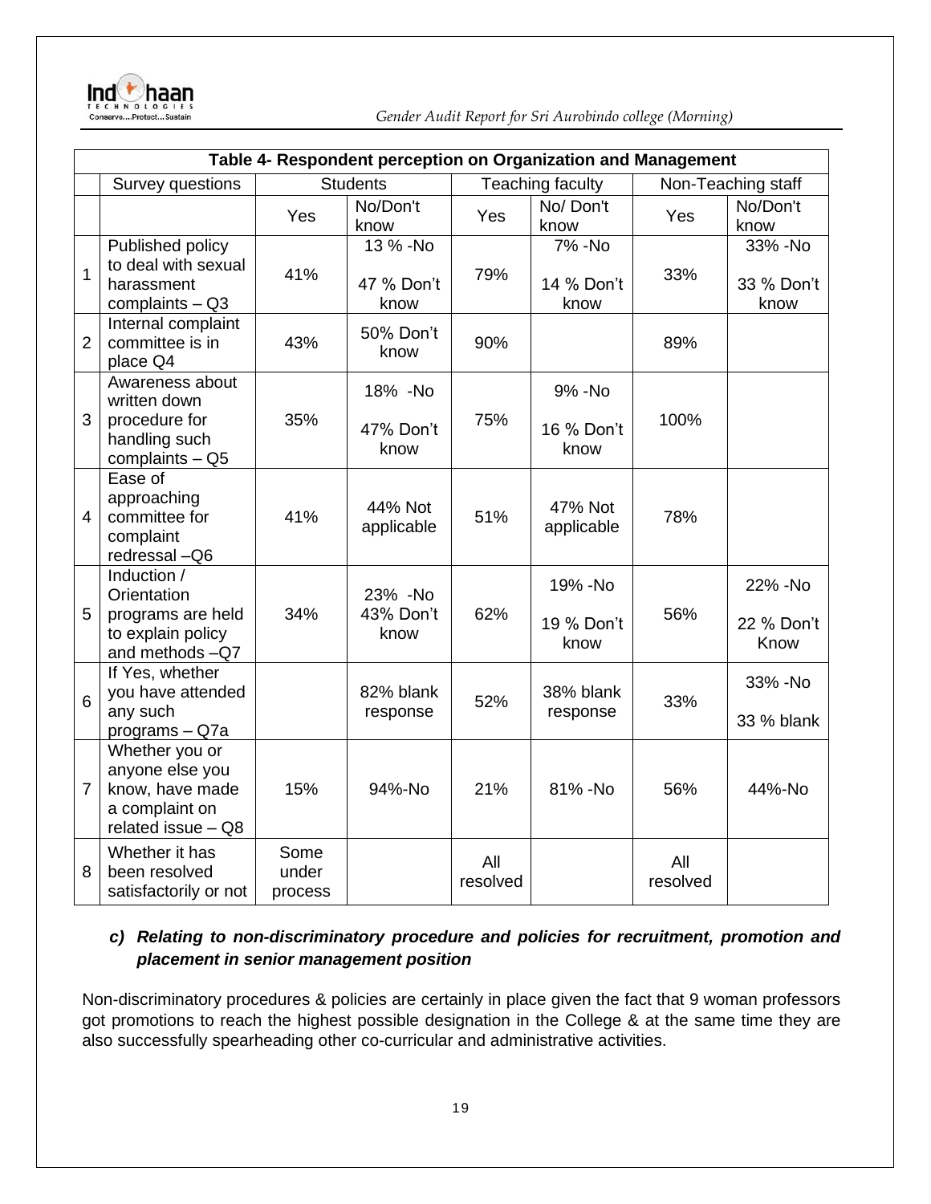| Table 4- Respondent perception on Organization and Management | | | | | | | |
|---|---|---|---|---|---|---|---|
| | Survey questions | Students | | Teaching faculty | | Non-Teaching staff | |
| | | Yes | No/Don't know | Yes | No/ Don't know | Yes | No/Don't know |
| 1 | Published policy to deal with sexual harassment complaints – Q3 | 41% | 13 % -No 47 % Don't know | 79% | 7% -No 14 % Don't know | 33% | 33% -No 33 % Don't know |
| 2 | Internal complaint committee is in place Q4 | 43% | 50% Don't know | 90% | | 89% | |
| 3 | Awareness about written down procedure for handling such complaints – Q5 | 35% | 18% -No 47% Don't know | 75% | 9% -No 16 % Don't know | 100% | |
| 4 | Ease of approaching committee for complaint redressal –Q6 | 41% | 44% Not applicable | 51% | 47% Not applicable | 78% | |
| 5 | Induction / Orientation programs are held to explain policy and methods –Q7 | 34% | 23% -No 43% Don't know | 62% | 19% -No 19 % Don't know | 56% | 22% -No 22 % Don't Know |
| 6 | If Yes, whether you have attended any such programs – Q7a | | 82% blank response | 52% | 38% blank response | 33% | 33% -No 33 % blank |
| 7 | Whether you or anyone else you know, have made a complaint on related issue – Q8 | 15% | 94%-No | 21% | 81% -No | 56% | 44%-No |
| 8 | Whether it has been resolved satisfactorily or not | Some under process | | All resolved | | All resolved | |

***c) Relating to non-discriminatory procedure and policies for recruitment, promotion and placement in senior management position***

Non-discriminatory procedures & policies are certainly in place given the fact that 9 woman professors got promotions to reach the highest possible designation in the College & at the same time they are also successfully spearheading other co-curricular and administrative activities.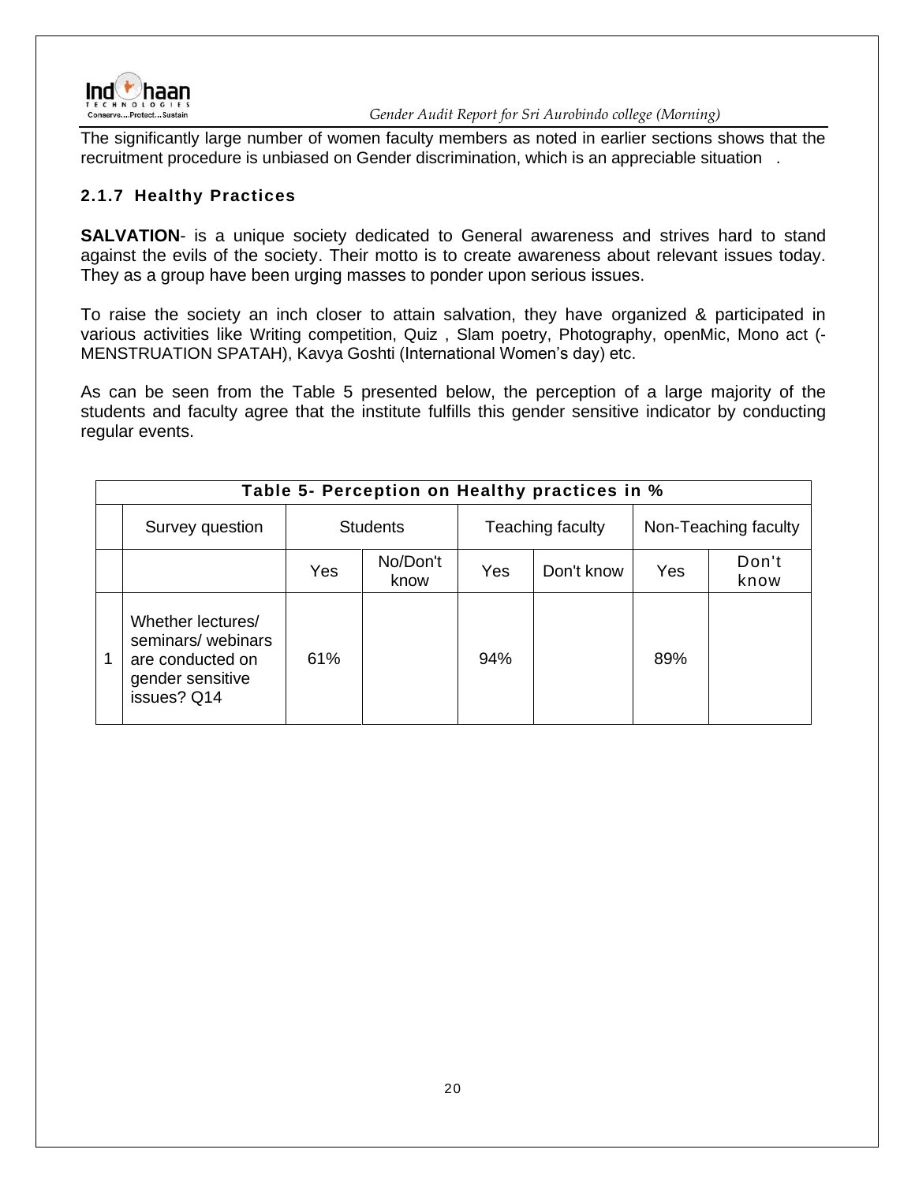The significantly large number of women faculty members as noted in earlier sections shows that the recruitment procedure is unbiased on Gender discrimination, which is an appreciable situation .

### 2.1.7 Healthy Practices

**SALVATION**- is a unique society dedicated to General awareness and strives hard to stand against the evils of the society. Their motto is to create awareness about relevant issues today. They as a group have been urging masses to ponder upon serious issues.

To raise the society an inch closer to attain salvation, they have organized & participated in various activities like Writing competition, Quiz , Slam poetry, Photography, openMic, Mono act (-MENSTRUATION SPATAH), Kavya Goshti (International Women's day) etc.

As can be seen from the Table 5 presented below, the perception of a large majority of the students and faculty agree that the institute fulfills this gender sensitive indicator by conducting regular events.

| Table 5- Perception on Healthy practices in % | | | | | | | |
|---|---|---|---|---|---|---|---|
| | Survey question | Students | | Teaching faculty | | Non-Teaching faculty | |
| | | Yes | No/Don't know | Yes | Don't know | Yes | Don't know |
| 1 | Whether lectures/ seminars/ webinars are conducted on gender sensitive issues? Q14 | 61% | | 94% | | 89% | |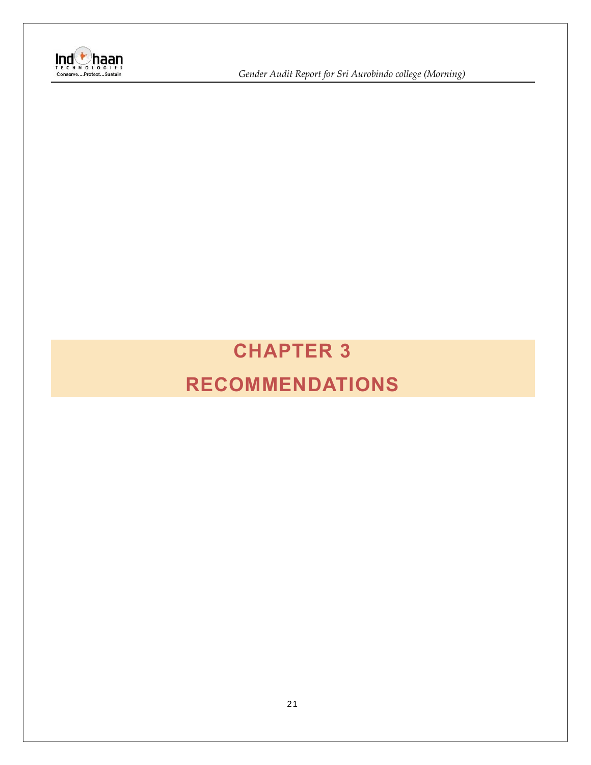# CHAPTER 3

# RECOMMENDATIONS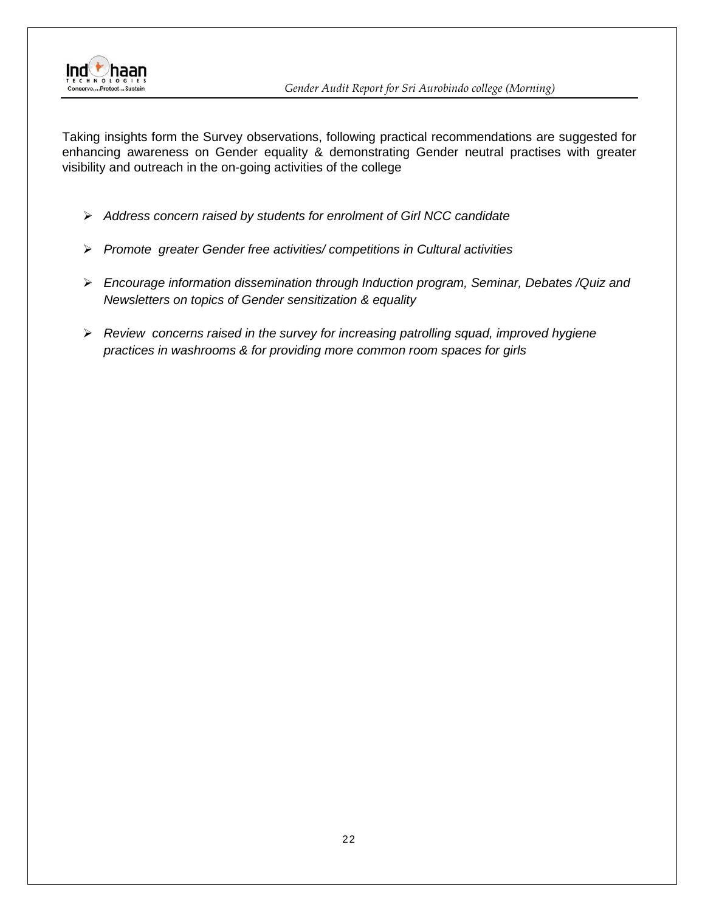Taking insights form the Survey observations, following practical recommendations are suggested for enhancing awareness on Gender equality & demonstrating Gender neutral practises with greater visibility and outreach in the on-going activities of the college

- *Address concern raised by students for enrolment of Girl NCC candidate*
- *Promote greater Gender free activities/ competitions in Cultural activities*
- *Encourage information dissemination through Induction program, Seminar, Debates /Quiz and Newsletters on topics of Gender sensitization & equality*
- *Review concerns raised in the survey for increasing patrolling squad, improved hygiene practices in washrooms & for providing more common room spaces for girls*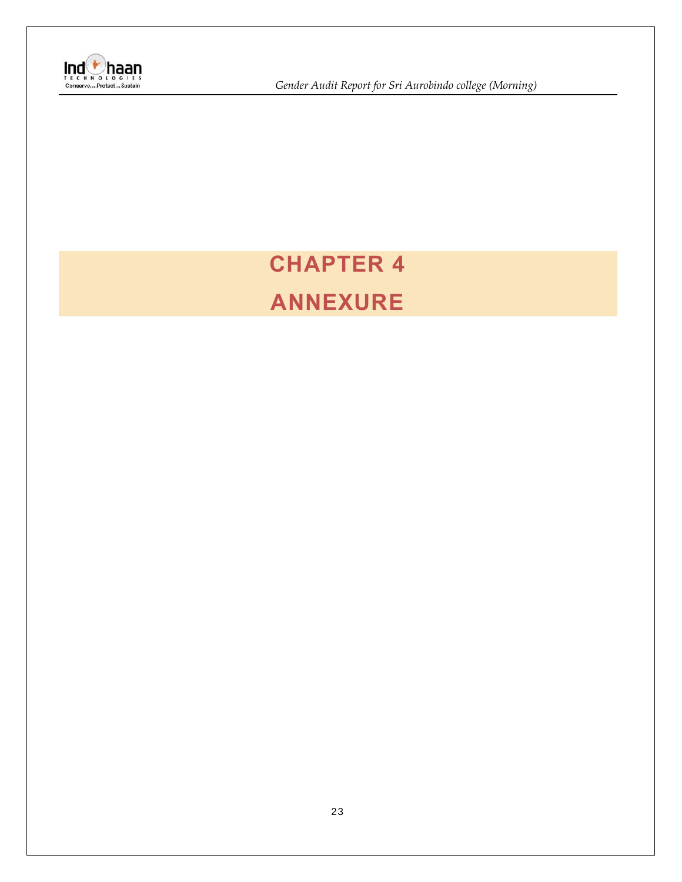# CHAPTER 4

# ANNEXURE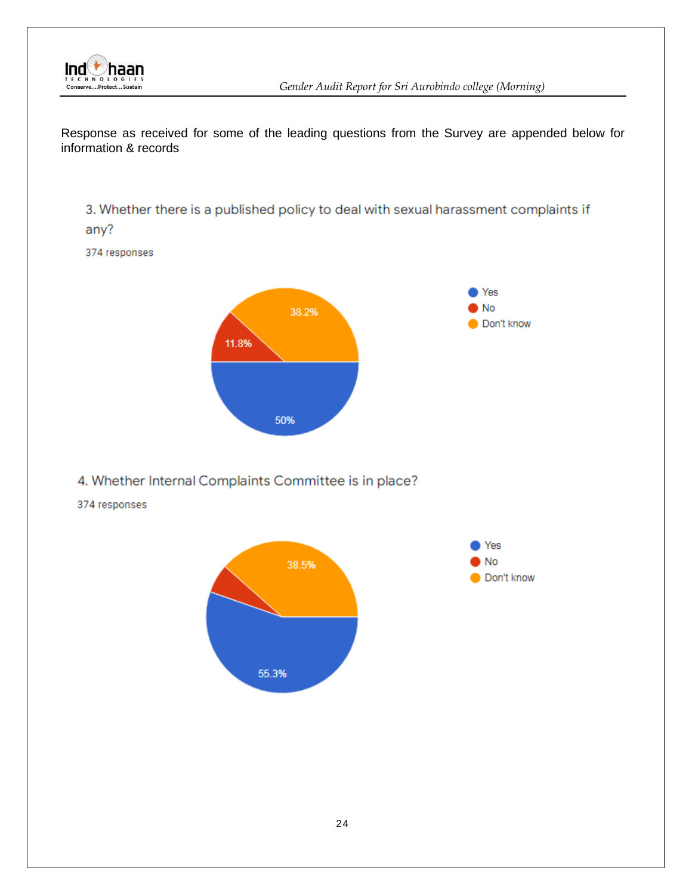Response as received for some of the leading questions from the Survey are appended below for information & records

3. Whether there is a published policy to deal with sexual harassment complaints if any?

374 responses

- Yes: 50%
- No: 11.8%
- Don't know: 38.2%

4. Whether Internal Complaints Committee is in place?

374 responses

- Yes: 55.3%
- No
- Don't know: 38.5%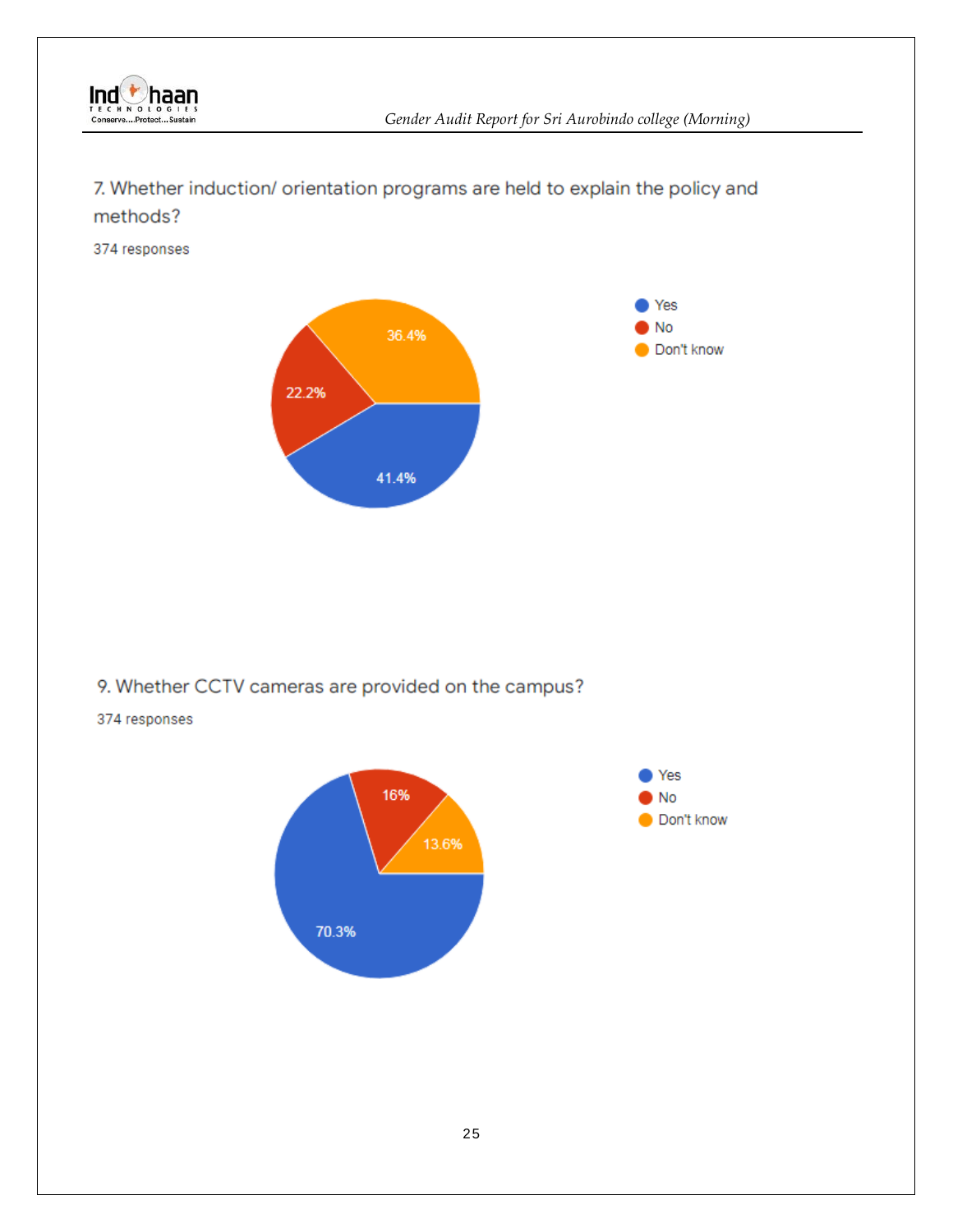7. Whether induction/ orientation programs are held to explain the policy and methods?

374 responses

| Response | Percentage |
|---|---|
| Yes | 41.4% |
| No | 22.2% |
| Don't know | 36.4% |

9. Whether CCTV cameras are provided on the campus?

374 responses

| Response | Percentage |
|---|---|
| Yes | 70.3% |
| No | 16% |
| Don't know | 13.6% |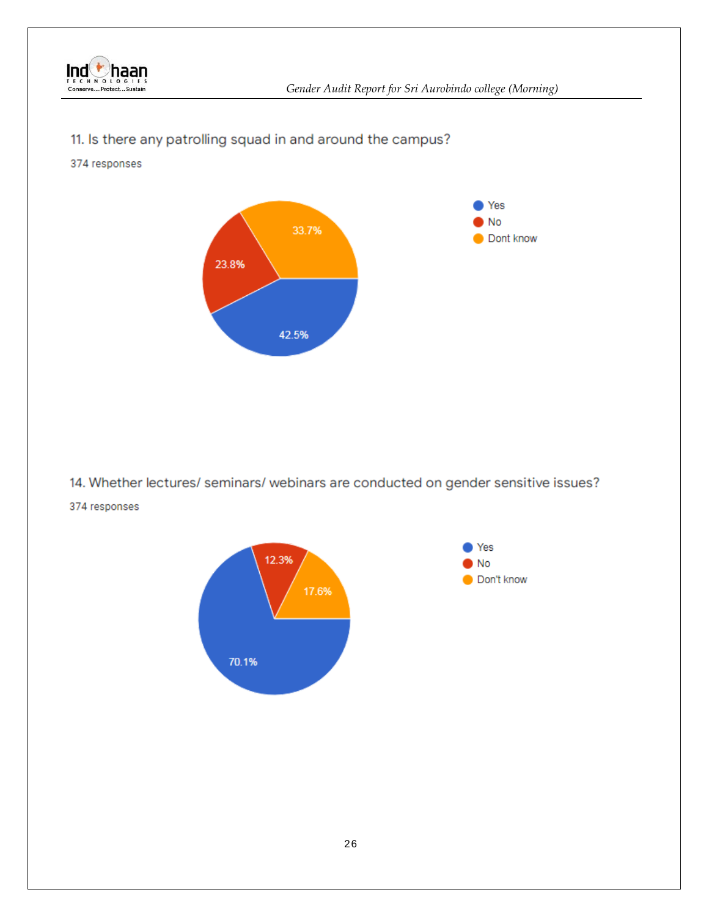11. Is there any patrolling squad in and around the campus?

374 responses

Yes
No
Dont know

33.7%
23.8%
42.5%

14. Whether lectures/ seminars/ webinars are conducted on gender sensitive issues?

374 responses

Yes
No
Don't know

12.3%
17.6%
70.1%